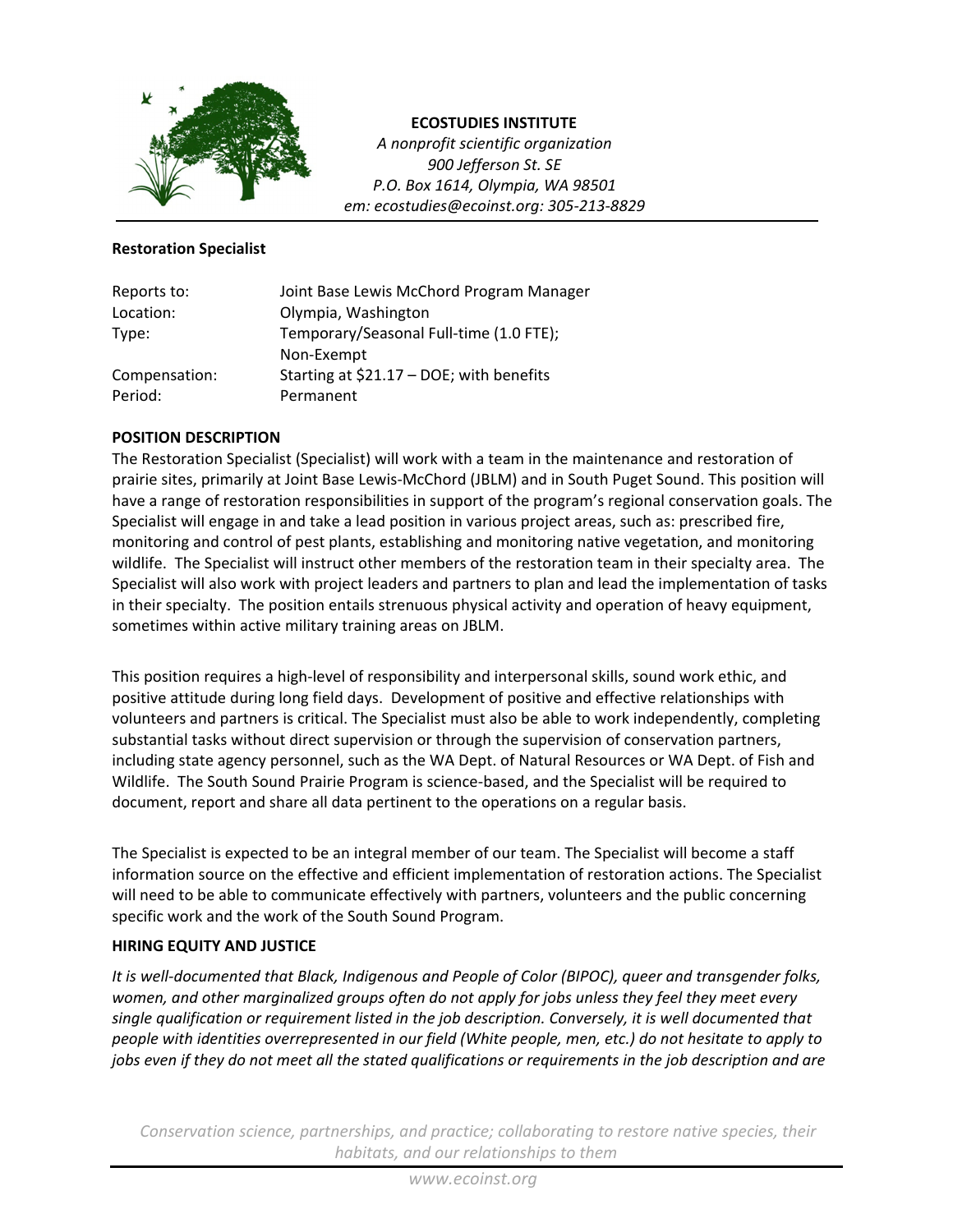**ECOSTUDIES INSTITUTE**
*A nonprofit scientific organization*
*900 Jefferson St. SE*
*P.O. Box 1614, Olympia, WA 98501*
*em: ecostudies@ecoinst.org: 305-213-8829*

**Restoration Specialist**

| | |
|---|---|
| Reports to: | Joint Base Lewis McChord Program Manager |
| Location: | Olympia, Washington |
| Type: | Temporary/Seasonal Full-time (1.0 FTE); Non-Exempt |
| Compensation: | Starting at $21.17 – DOE; with benefits |
| Period: | Permanent |

## POSITION DESCRIPTION

The Restoration Specialist (Specialist) will work with a team in the maintenance and restoration of prairie sites, primarily at Joint Base Lewis-McChord (JBLM) and in South Puget Sound. This position will have a range of restoration responsibilities in support of the program's regional conservation goals. The Specialist will engage in and take a lead position in various project areas, such as: prescribed fire, monitoring and control of pest plants, establishing and monitoring native vegetation, and monitoring wildlife. The Specialist will instruct other members of the restoration team in their specialty area. The Specialist will also work with project leaders and partners to plan and lead the implementation of tasks in their specialty. The position entails strenuous physical activity and operation of heavy equipment, sometimes within active military training areas on JBLM.

This position requires a high-level of responsibility and interpersonal skills, sound work ethic, and positive attitude during long field days. Development of positive and effective relationships with volunteers and partners is critical. The Specialist must also be able to work independently, completing substantial tasks without direct supervision or through the supervision of conservation partners, including state agency personnel, such as the WA Dept. of Natural Resources or WA Dept. of Fish and Wildlife. The South Sound Prairie Program is science-based, and the Specialist will be required to document, report and share all data pertinent to the operations on a regular basis.

The Specialist is expected to be an integral member of our team. The Specialist will become a staff information source on the effective and efficient implementation of restoration actions. The Specialist will need to be able to communicate effectively with partners, volunteers and the public concerning specific work and the work of the South Sound Program.

## HIRING EQUITY AND JUSTICE

*It is well-documented that Black, Indigenous and People of Color (BIPOC), queer and transgender folks, women, and other marginalized groups often do not apply for jobs unless they feel they meet every single qualification or requirement listed in the job description. Conversely, it is well documented that people with identities overrepresented in our field (White people, men, etc.) do not hesitate to apply to jobs even if they do not meet all the stated qualifications or requirements in the job description and are*

*Conservation science, partnerships, and practice; collaborating to restore native species, their habitats, and our relationships to them*

*www.ecoinst.org*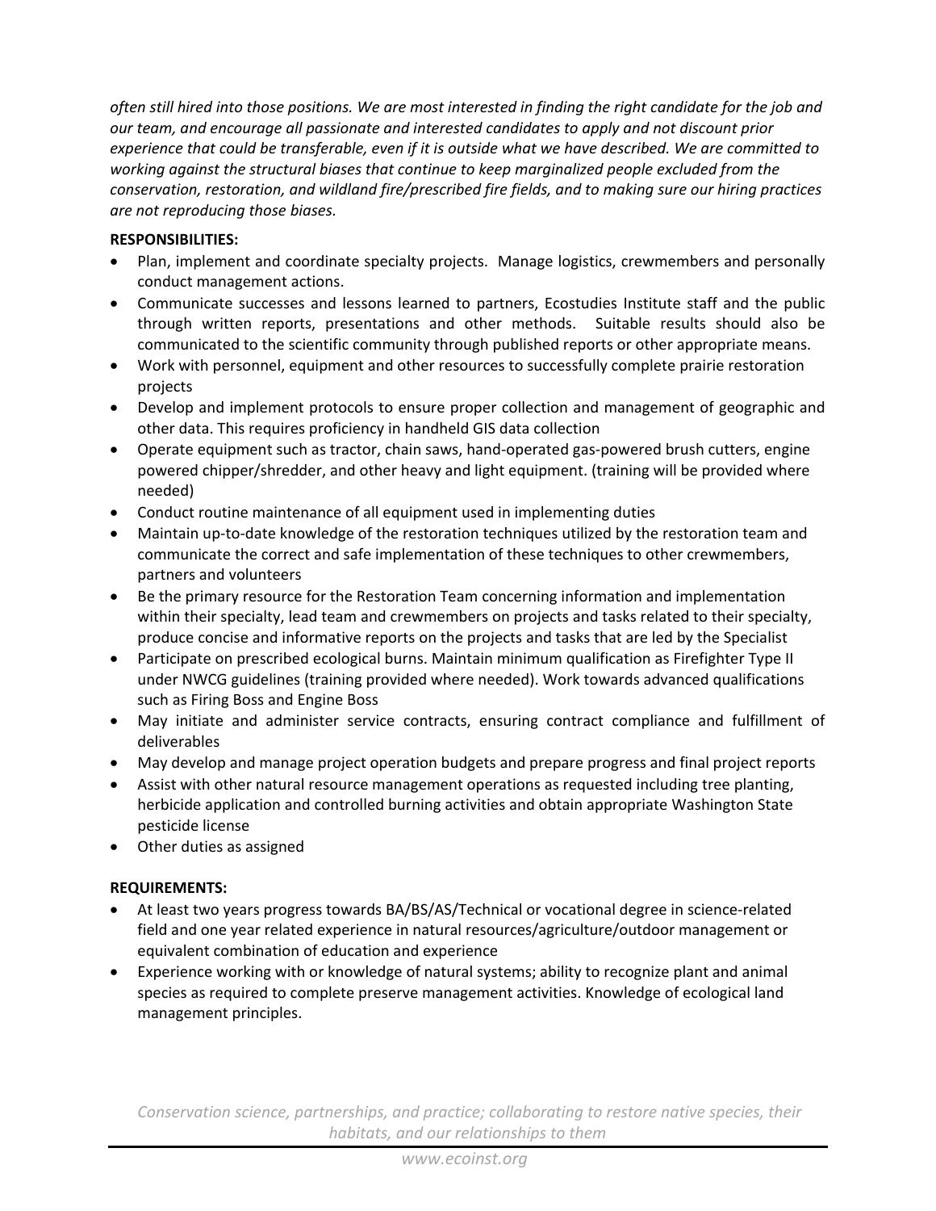*often still hired into those positions. We are most interested in finding the right candidate for the job and our team, and encourage all passionate and interested candidates to apply and not discount prior experience that could be transferable, even if it is outside what we have described. We are committed to working against the structural biases that continue to keep marginalized people excluded from the conservation, restoration, and wildland fire/prescribed fire fields, and to making sure our hiring practices are not reproducing those biases.*

**RESPONSIBILITIES:**

- Plan, implement and coordinate specialty projects. Manage logistics, crewmembers and personally conduct management actions.
- Communicate successes and lessons learned to partners, Ecostudies Institute staff and the public through written reports, presentations and other methods. Suitable results should also be communicated to the scientific community through published reports or other appropriate means.
- Work with personnel, equipment and other resources to successfully complete prairie restoration projects
- Develop and implement protocols to ensure proper collection and management of geographic and other data. This requires proficiency in handheld GIS data collection
- Operate equipment such as tractor, chain saws, hand-operated gas-powered brush cutters, engine powered chipper/shredder, and other heavy and light equipment. (training will be provided where needed)
- Conduct routine maintenance of all equipment used in implementing duties
- Maintain up-to-date knowledge of the restoration techniques utilized by the restoration team and communicate the correct and safe implementation of these techniques to other crewmembers, partners and volunteers
- Be the primary resource for the Restoration Team concerning information and implementation within their specialty, lead team and crewmembers on projects and tasks related to their specialty, produce concise and informative reports on the projects and tasks that are led by the Specialist
- Participate on prescribed ecological burns. Maintain minimum qualification as Firefighter Type II under NWCG guidelines (training provided where needed). Work towards advanced qualifications such as Firing Boss and Engine Boss
- May initiate and administer service contracts, ensuring contract compliance and fulfillment of deliverables
- May develop and manage project operation budgets and prepare progress and final project reports
- Assist with other natural resource management operations as requested including tree planting, herbicide application and controlled burning activities and obtain appropriate Washington State pesticide license
- Other duties as assigned

**REQUIREMENTS:**

- At least two years progress towards BA/BS/AS/Technical or vocational degree in science-related field and one year related experience in natural resources/agriculture/outdoor management or equivalent combination of education and experience
- Experience working with or knowledge of natural systems; ability to recognize plant and animal species as required to complete preserve management activities. Knowledge of ecological land management principles.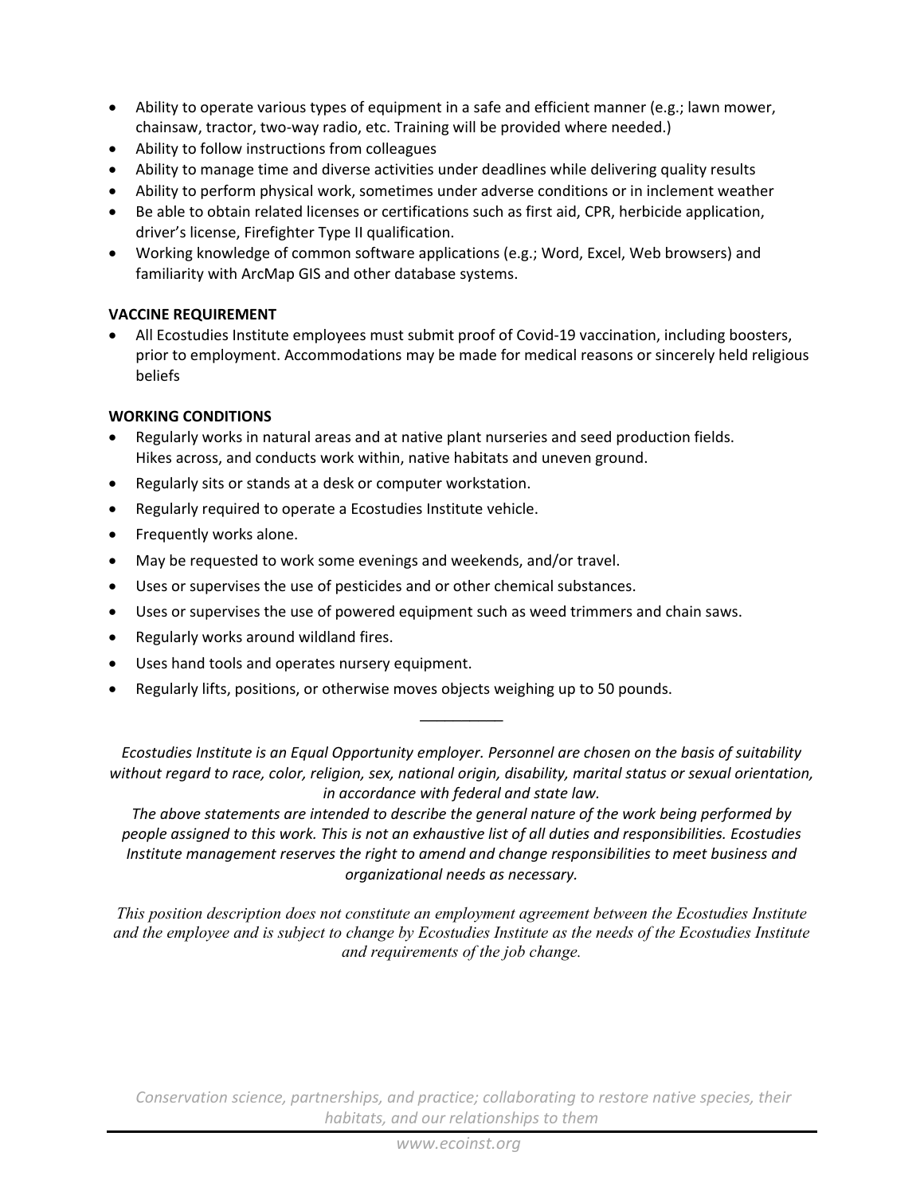- Ability to operate various types of equipment in a safe and efficient manner (e.g.; lawn mower, chainsaw, tractor, two-way radio, etc. Training will be provided where needed.)
- Ability to follow instructions from colleagues
- Ability to manage time and diverse activities under deadlines while delivering quality results
- Ability to perform physical work, sometimes under adverse conditions or in inclement weather
- Be able to obtain related licenses or certifications such as first aid, CPR, herbicide application, driver's license, Firefighter Type II qualification.
- Working knowledge of common software applications (e.g.; Word, Excel, Web browsers) and familiarity with ArcMap GIS and other database systems.

**VACCINE REQUIREMENT**

- All Ecostudies Institute employees must submit proof of Covid-19 vaccination, including boosters, prior to employment. Accommodations may be made for medical reasons or sincerely held religious beliefs

**WORKING CONDITIONS**

- Regularly works in natural areas and at native plant nurseries and seed production fields. Hikes across, and conducts work within, native habitats and uneven ground.
- Regularly sits or stands at a desk or computer workstation.
- Regularly required to operate a Ecostudies Institute vehicle.
- Frequently works alone.
- May be requested to work some evenings and weekends, and/or travel.
- Uses or supervises the use of pesticides and or other chemical substances.
- Uses or supervises the use of powered equipment such as weed trimmers and chain saws.
- Regularly works around wildland fires.
- Uses hand tools and operates nursery equipment.
- Regularly lifts, positions, or otherwise moves objects weighing up to 50 pounds.

__________

*Ecostudies Institute is an Equal Opportunity employer. Personnel are chosen on the basis of suitability without regard to race, color, religion, sex, national origin, disability, marital status or sexual orientation, in accordance with federal and state law.*
*The above statements are intended to describe the general nature of the work being performed by people assigned to this work. This is not an exhaustive list of all duties and responsibilities. Ecostudies Institute management reserves the right to amend and change responsibilities to meet business and organizational needs as necessary.*

*This position description does not constitute an employment agreement between the Ecostudies Institute and the employee and is subject to change by Ecostudies Institute as the needs of the Ecostudies Institute and requirements of the job change.*